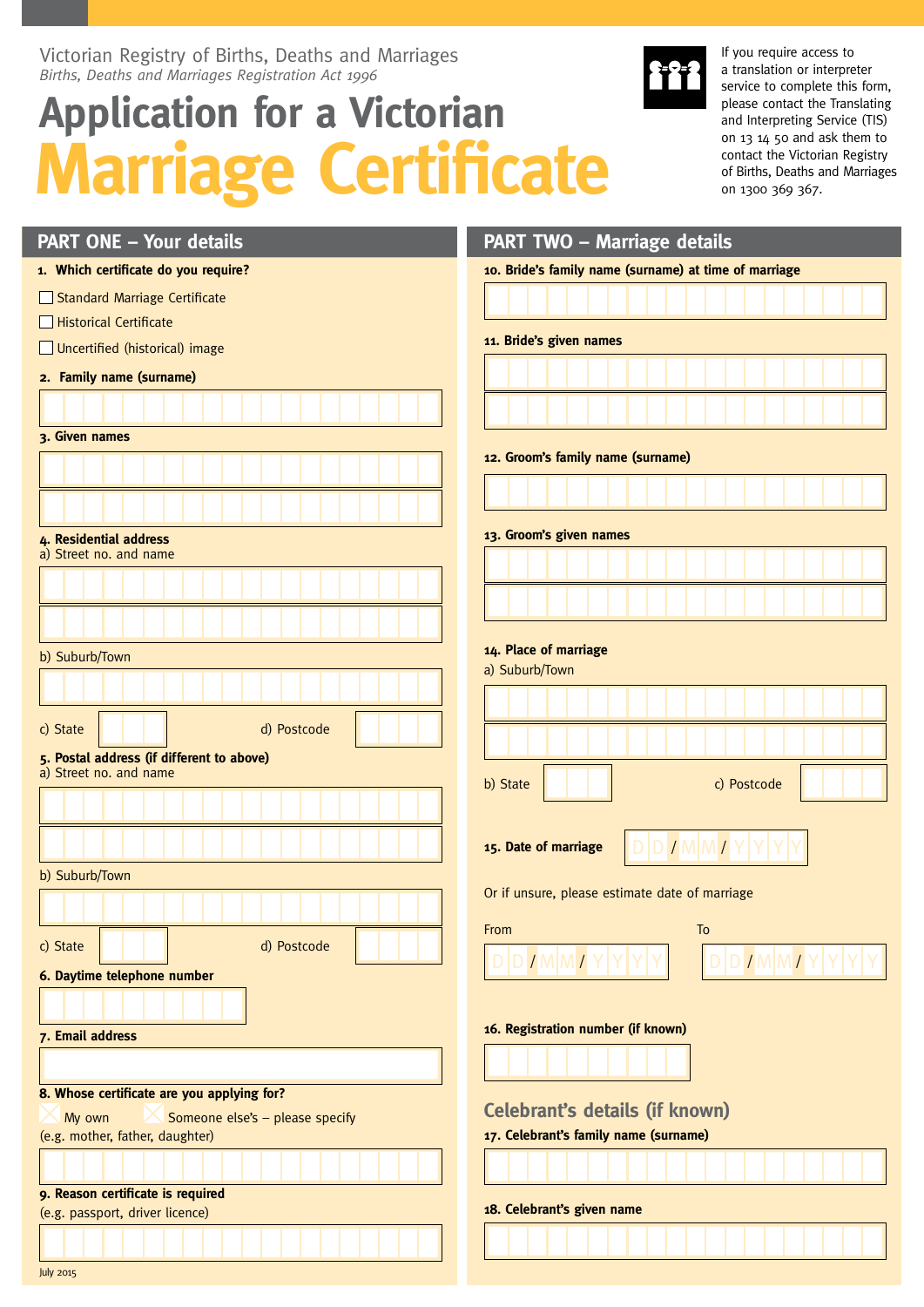Victorian Registry of Births, Deaths and Marriages

*Births, Deaths and Marriages Registration Act 1996*

# Application for a Victorian Marriage Certificate

If you require access to a translation or interpreter service to complete this form, please contact the Translating and Interpreting Service (TIS) on 13 14 50 and ask them to contact the Victorian Registry of Births, Deaths and Marriages on 1300 369 367.

## PART ONE – Your details

**1. Which certificate do you require?**

- ☐ Standard Marriage Certificate
- ☐ Historical Certificate
- ☐ Uncertified (historical) image

**2. Family name (surname)**

**3. Given names**

**4. Residential address**

a) Street no. and name

b) Suburb/Town

c) State

d) Postcode

**5. Postal address (if different to above)**

a) Street no. and name

b) Suburb/Town

c) State

d) Postcode

**6. Daytime telephone number**

**7. Email address**

**8. Whose certificate are you applying for?**

- ☐ My own
- ☐ Someone else's – please specify

(e.g. mother, father, daughter)

**9. Reason certificate is required**

(e.g. passport, driver licence)

## PART TWO – Marriage details

**10. Bride's family name (surname) at time of marriage**

**11. Bride's given names**

**12. Groom's family name (surname)**

**13. Groom's given names**

**14. Place of marriage**

a) Suburb/Town

b) State

c) Postcode

**15. Date of marriage** DD/MM/YYYY

Or if unsure, please estimate date of marriage

From DD/MM/YYYY

To DD/MM/YYYY

**16. Registration number (if known)**

### Celebrant's details (if known)

**17. Celebrant's family name (surname)**

**18. Celebrant's given name**

July 2015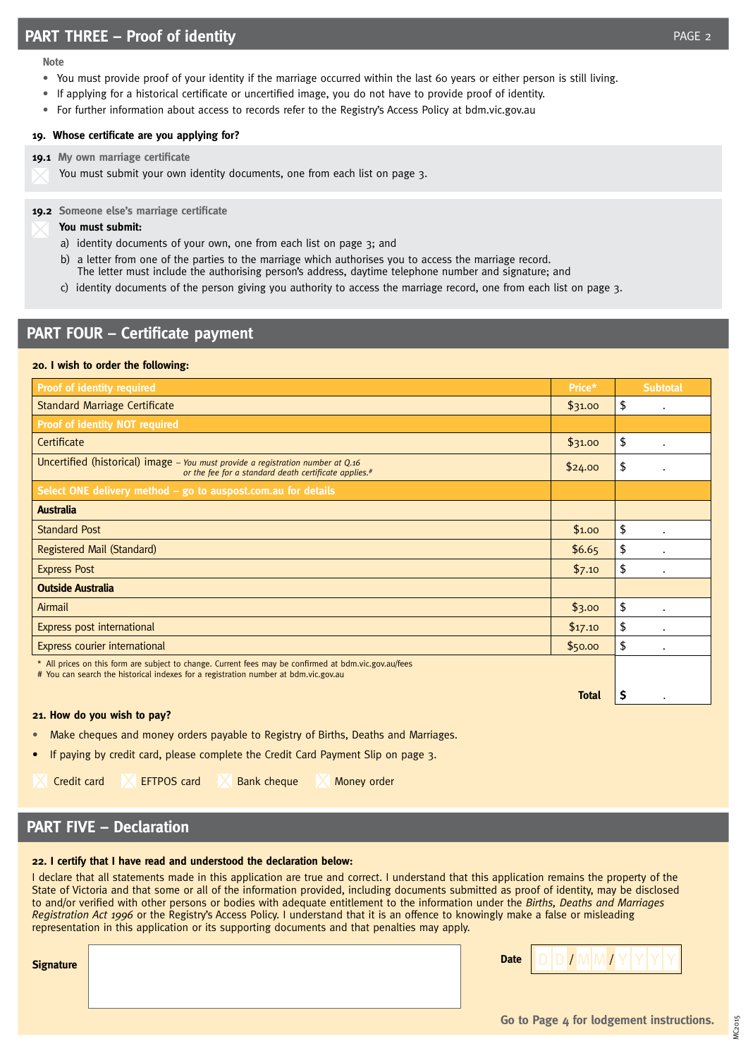## PART THREE – Proof of identity

**Note**

- You must provide proof of your identity if the marriage occurred within the last 60 years or either person is still living.
- If applying for a historical certificate or uncertified image, you do not have to provide proof of identity.
- For further information about access to records refer to the Registry's Access Policy at bdm.vic.gov.au

**19. Whose certificate are you applying for?**

**19.1** My own marriage certificate

☐ You must submit your own identity documents, one from each list on page 3.

**19.2** Someone else's marriage certificate

☐ **You must submit:**

a) identity documents of your own, one from each list on page 3; and

b) a letter from one of the parties to the marriage which authorises you to access the marriage record. The letter must include the authorising person's address, daytime telephone number and signature; and

c) identity documents of the person giving you authority to access the marriage record, one from each list on page 3.

## PART FOUR – Certificate payment

**20. I wish to order the following:**

| Proof of identity required | Price* | Subtotal |
|---|---|---|
| Standard Marriage Certificate | $31.00 | $ . |
| **Proof of identity NOT required** | | |
| Certificate | $31.00 | $ . |
| Uncertified (historical) image – *You must provide a registration number at Q.16 or the fee for a standard death certificate applies.#* | $24.00 | $ . |
| **Select ONE delivery method – go to auspost.com.au for details** | | |
| **Australia** | | |
| Standard Post | $1.00 | $ . |
| Registered Mail (Standard) | $6.65 | $ . |
| Express Post | $7.10 | $ . |
| **Outside Australia** | | |
| Airmail | $3.00 | $ . |
| Express post international | $17.10 | $ . |
| Express courier international | $50.00 | $ . |
| | **Total** | **$** . |

\* All prices on this form are subject to change. Current fees may be confirmed at bdm.vic.gov.au/fees
\# You can search the historical indexes for a registration number at bdm.vic.gov.au

**21. How do you wish to pay?**

- Make cheques and money orders payable to Registry of Births, Deaths and Marriages.
- If paying by credit card, please complete the Credit Card Payment Slip on page 3.

☐ Credit card ☐ EFTPOS card ☐ Bank cheque ☐ Money order

## PART FIVE – Declaration

**22. I certify that I have read and understood the declaration below:**

I declare that all statements made in this application are true and correct. I understand that this application remains the property of the State of Victoria and that some or all of the information provided, including documents submitted as proof of identity, may be disclosed to and/or verified with other persons or bodies with adequate entitlement to the information under the *Births, Deaths and Marriages Registration Act 1996* or the Registry's Access Policy. I understand that it is an offence to knowingly make a false or misleading representation in this application or its supporting documents and that penalties may apply.

**Signature** ____________________

**Date** DD / MM / YYYY

**Go to Page 4 for lodgement instructions.**

MC2015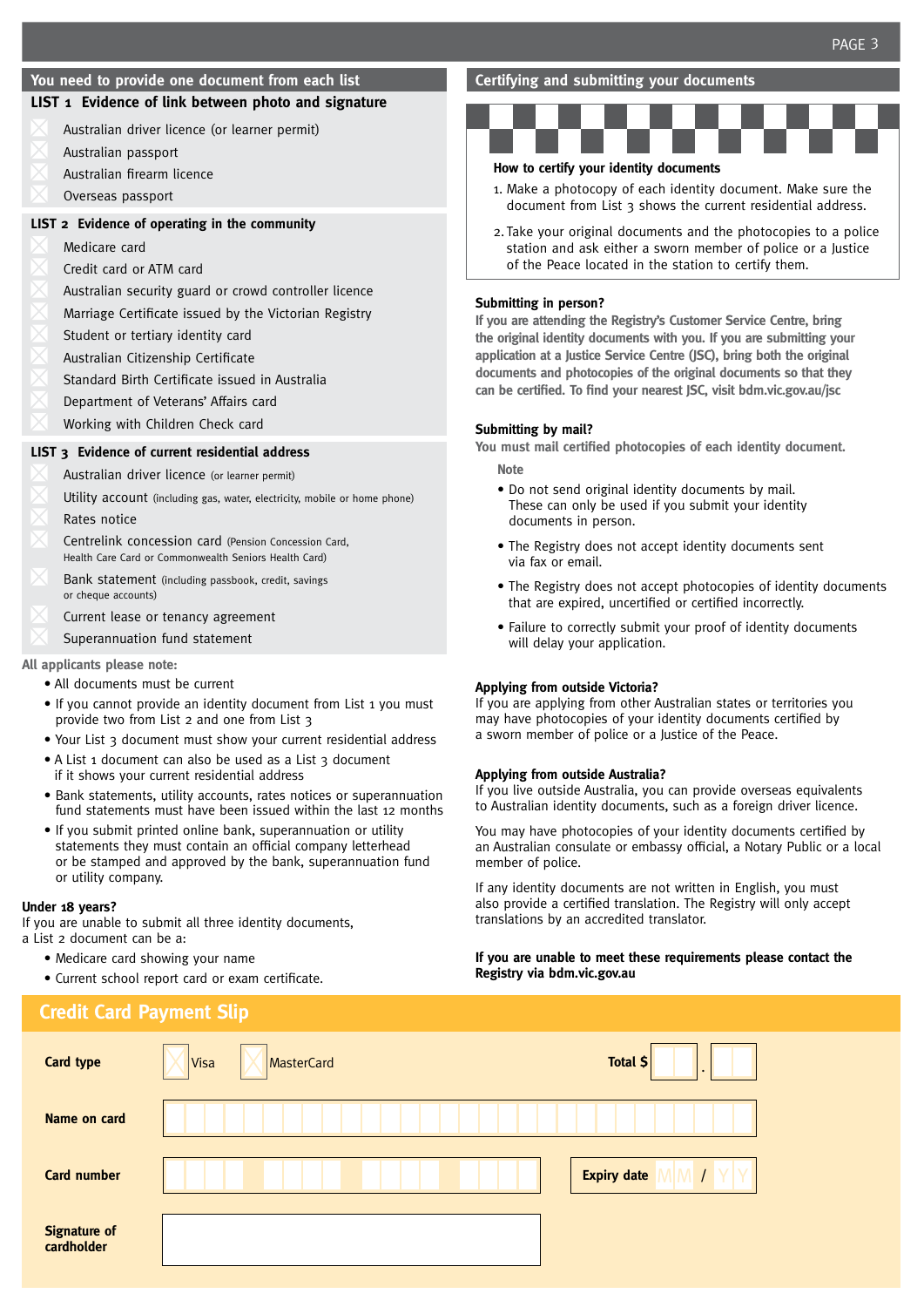## You need to provide one document from each list

### LIST 1 Evidence of link between photo and signature

- [ ] Australian driver licence (or learner permit)
- [ ] Australian passport
- [ ] Australian firearm licence
- [ ] Overseas passport

### LIST 2 Evidence of operating in the community

- [ ] Medicare card
- [ ] Credit card or ATM card
- [ ] Australian security guard or crowd controller licence
- [ ] Marriage Certificate issued by the Victorian Registry
- [ ] Student or tertiary identity card
- [ ] Australian Citizenship Certificate
- [ ] Standard Birth Certificate issued in Australia
- [ ] Department of Veterans' Affairs card
- [ ] Working with Children Check card

### LIST 3 Evidence of current residential address

- [ ] Australian driver licence (or learner permit)
- [ ] Utility account (including gas, water, electricity, mobile or home phone)
- [ ] Rates notice
- [ ] Centrelink concession card (Pension Concession Card, Health Care Card or Commonwealth Seniors Health Card)
- [ ] Bank statement (including passbook, credit, savings or cheque accounts)
- [ ] Current lease or tenancy agreement
- [ ] Superannuation fund statement

**All applicants please note:**

- All documents must be current
- If you cannot provide an identity document from List 1 you must provide two from List 2 and one from List 3
- Your List 3 document must show your current residential address
- A List 1 document can also be used as a List 3 document if it shows your current residential address
- Bank statements, utility accounts, rates notices or superannuation fund statements must have been issued within the last 12 months
- If you submit printed online bank, superannuation or utility statements they must contain an official company letterhead or be stamped and approved by the bank, superannuation fund or utility company.

**Under 18 years?**

If you are unable to submit all three identity documents, a List 2 document can be a:

- Medicare card showing your name
- Current school report card or exam certificate.

## Certifying and submitting your documents

**How to certify your identity documents**

1. Make a photocopy of each identity document. Make sure the document from List 3 shows the current residential address.
2. Take your original documents and the photocopies to a police station and ask either a sworn member of police or a Justice of the Peace located in the station to certify them.

**Submitting in person?**

If you are attending the Registry's Customer Service Centre, bring the original identity documents with you. If you are submitting your application at a Justice Service Centre (JSC), bring both the original documents and photocopies of the original documents so that they can be certified. To find your nearest JSC, visit bdm.vic.gov.au/jsc

**Submitting by mail?**

You must mail certified photocopies of each identity document.

Note

- Do not send original identity documents by mail. These can only be used if you submit your identity documents in person.
- The Registry does not accept identity documents sent via fax or email.
- The Registry does not accept photocopies of identity documents that are expired, uncertified or certified incorrectly.
- Failure to correctly submit your proof of identity documents will delay your application.

**Applying from outside Victoria?**

If you are applying from other Australian states or territories you may have photocopies of your identity documents certified by a sworn member of police or a Justice of the Peace.

**Applying from outside Australia?**

If you live outside Australia, you can provide overseas equivalents to Australian identity documents, such as a foreign driver licence.

You may have photocopies of your identity documents certified by an Australian consulate or embassy official, a Notary Public or a local member of police.

If any identity documents are not written in English, you must also provide a certified translation. The Registry will only accept translations by an accredited translator.

**If you are unable to meet these requirements please contact the Registry via bdm.vic.gov.au**

## Credit Card Payment Slip

**Card type** [ ] Visa [ ] MasterCard **Total $** ______ . ____

**Name on card** ______________________________

**Card number** ______________________________ **Expiry date** MM / YY

**Signature of cardholder** ______________________________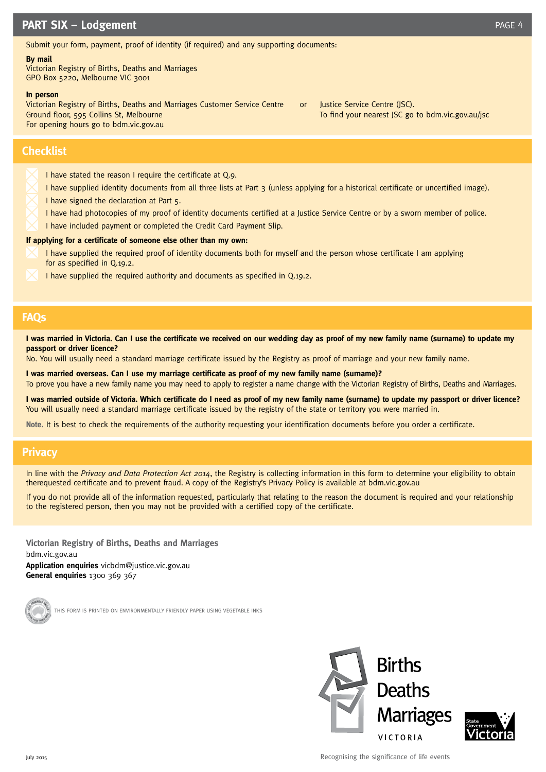## PART SIX – Lodgement

Submit your form, payment, proof of identity (if required) and any supporting documents:

**By mail**
Victorian Registry of Births, Deaths and Marriages
GPO Box 5220, Melbourne VIC 3001

**In person**
Victorian Registry of Births, Deaths and Marriages Customer Service Centre
Ground floor, 595 Collins St, Melbourne
For opening hours go to bdm.vic.gov.au

or

Justice Service Centre (JSC).
To find your nearest JSC go to bdm.vic.gov.au/jsc

## Checklist

- ☐ I have stated the reason I require the certificate at Q.9.
- ☐ I have supplied identity documents from all three lists at Part 3 (unless applying for a historical certificate or uncertified image).
- ☐ I have signed the declaration at Part 5.
- ☐ I have had photocopies of my proof of identity documents certified at a Justice Service Centre or by a sworn member of police.
- ☐ I have included payment or completed the Credit Card Payment Slip.

**If applying for a certificate of someone else other than my own:**

- ☐ I have supplied the required proof of identity documents both for myself and the person whose certificate I am applying for as specified in Q.19.2.
- ☐ I have supplied the required authority and documents as specified in Q.19.2.

## FAQs

**I was married in Victoria. Can I use the certificate we received on our wedding day as proof of my new family name (surname) to update my passport or driver licence?**
No. You will usually need a standard marriage certificate issued by the Registry as proof of marriage and your new family name.

**I was married overseas. Can I use my marriage certificate as proof of my new family name (surname)?**
To prove you have a new family name you may need to apply to register a name change with the Victorian Registry of Births, Deaths and Marriages.

**I was married outside of Victoria. Which certificate do I need as proof of my new family name (surname) to update my passport or driver licence?**
You will usually need a standard marriage certificate issued by the registry of the state or territory you were married in.

**Note.** It is best to check the requirements of the authority requesting your identification documents before you order a certificate.

## Privacy

In line with the *Privacy and Data Protection Act 2014*, the Registry is collecting information in this form to determine your eligibility to obtain therequested certificate and to prevent fraud. A copy of the Registry's Privacy Policy is available at bdm.vic.gov.au

If you do not provide all of the information requested, particularly that relating to the reason the document is required and your relationship to the registered person, then you may not be provided with a certified copy of the certificate.

**Victorian Registry of Births, Deaths and Marriages**
bdm.vic.gov.au
**Application enquiries** vicbdm@justice.vic.gov.au
**General enquiries** 1300 369 367

THIS FORM IS PRINTED ON ENVIRONMENTALLY FRIENDLY PAPER USING VEGETABLE INKS

Births Deaths Marriages VICTORIA

State Government Victoria

July 2015

Recognising the significance of life events